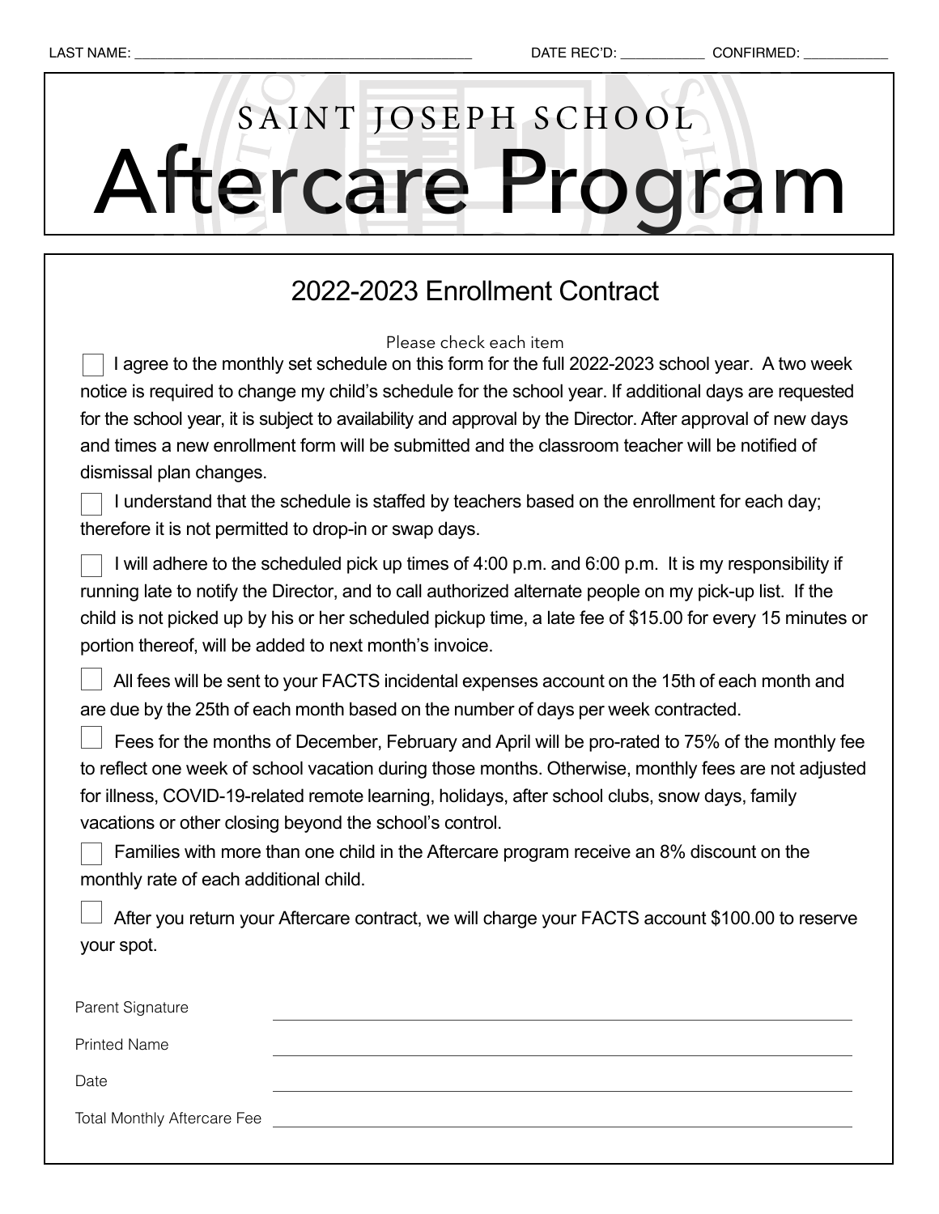LAST NAME: ____________________________________________ DATE REC'D: ___________ CONFIRMED: ___________

# SAINT JOSEPH SCHOOL
# Aftercare Program

## 2022-2023 Enrollment Contract

Please check each item

☐ I agree to the monthly set schedule on this form for the full 2022-2023 school year. A two week notice is required to change my child's schedule for the school year. If additional days are requested for the school year, it is subject to availability and approval by the Director. After approval of new days and times a new enrollment form will be submitted and the classroom teacher will be notified of dismissal plan changes.

☐ I understand that the schedule is staffed by teachers based on the enrollment for each day; therefore it is not permitted to drop-in or swap days.

☐ I will adhere to the scheduled pick up times of 4:00 p.m. and 6:00 p.m. It is my responsibility if running late to notify the Director, and to call authorized alternate people on my pick-up list. If the child is not picked up by his or her scheduled pickup time, a late fee of $15.00 for every 15 minutes or portion thereof, will be added to next month's invoice.

☐ All fees will be sent to your FACTS incidental expenses account on the 15th of each month and are due by the 25th of each month based on the number of days per week contracted.

☐ Fees for the months of December, February and April will be pro-rated to 75% of the monthly fee to reflect one week of school vacation during those months. Otherwise, monthly fees are not adjusted for illness, COVID-19-related remote learning, holidays, after school clubs, snow days, family vacations or other closing beyond the school's control.

☐ Families with more than one child in the Aftercare program receive an 8% discount on the monthly rate of each additional child.

☐ After you return your Aftercare contract, we will charge your FACTS account $100.00 to reserve your spot.

Parent Signature ____________________________________________

Printed Name ____________________________________________

Date ____________________________________________

Total Monthly Aftercare Fee ____________________________________________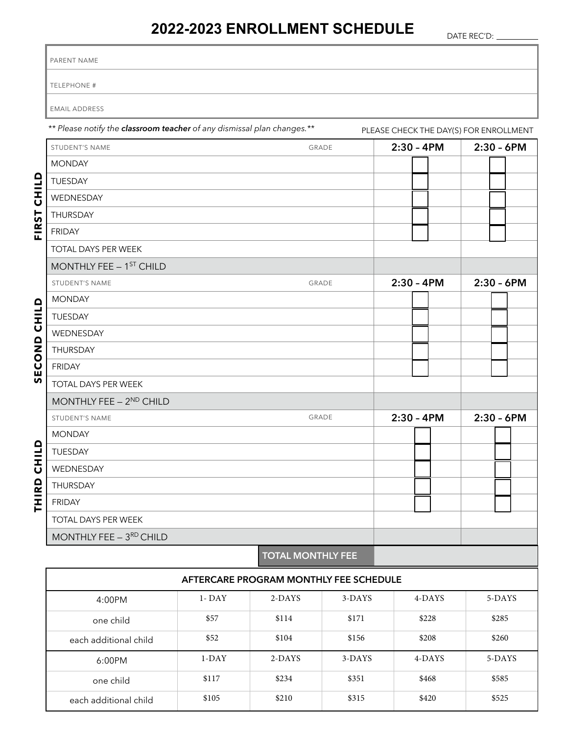# 2022-2023 ENROLLMENT SCHEDULE

DATE REC'D: ___________

| PARENT NAME |
|---|
| TELEPHONE # |
| EMAIL ADDRESS |

** *Please notify the* ***classroom teacher*** *of any dismissal plan changes.* **

PLEASE CHECK THE DAY(S) FOR ENROLLMENT

| | STUDENT'S NAME | GRADE | 2:30 – 4PM | 2:30 – 6PM |
|---|---|---|---|---|
| **FIRST CHILD** | MONDAY | | ☐ | ☐ |
| | TUESDAY | | ☐ | ☐ |
| | WEDNESDAY | | ☐ | ☐ |
| | THURSDAY | | ☐ | ☐ |
| | FRIDAY | | ☐ | ☐ |
| | TOTAL DAYS PER WEEK | | | |
| | MONTHLY FEE – 1ST CHILD | | | |
| | STUDENT'S NAME | GRADE | 2:30 – 4PM | 2:30 – 6PM |
| **SECOND CHILD** | MONDAY | | ☐ | ☐ |
| | TUESDAY | | ☐ | ☐ |
| | WEDNESDAY | | ☐ | ☐ |
| | THURSDAY | | ☐ | ☐ |
| | FRIDAY | | ☐ | ☐ |
| | TOTAL DAYS PER WEEK | | | |
| | MONTHLY FEE – 2ND CHILD | | | |
| | STUDENT'S NAME | GRADE | 2:30 – 4PM | 2:30 – 6PM |
| **THIRD CHILD** | MONDAY | | ☐ | ☐ |
| | TUESDAY | | ☐ | ☐ |
| | WEDNESDAY | | ☐ | ☐ |
| | THURSDAY | | ☐ | ☐ |
| | FRIDAY | | ☐ | ☐ |
| | TOTAL DAYS PER WEEK | | | |
| | MONTHLY FEE – 3RD CHILD | | | |
| | | **TOTAL MONTHLY FEE** | | |

**AFTERCARE PROGRAM MONTHLY FEE SCHEDULE**

| 4:00PM | 1- DAY | 2-DAYS | 3-DAYS | 4-DAYS | 5-DAYS |
|---|---|---|---|---|---|
| one child | $57 | $114 | $171 | $228 | $285 |
| each additional child | $52 | $104 | $156 | $208 | $260 |
| **6:00PM** | **1-DAY** | **2-DAYS** | **3-DAYS** | **4-DAYS** | **5-DAYS** |
| one child | $117 | $234 | $351 | $468 | $585 |
| each additional child | $105 | $210 | $315 | $420 | $525 |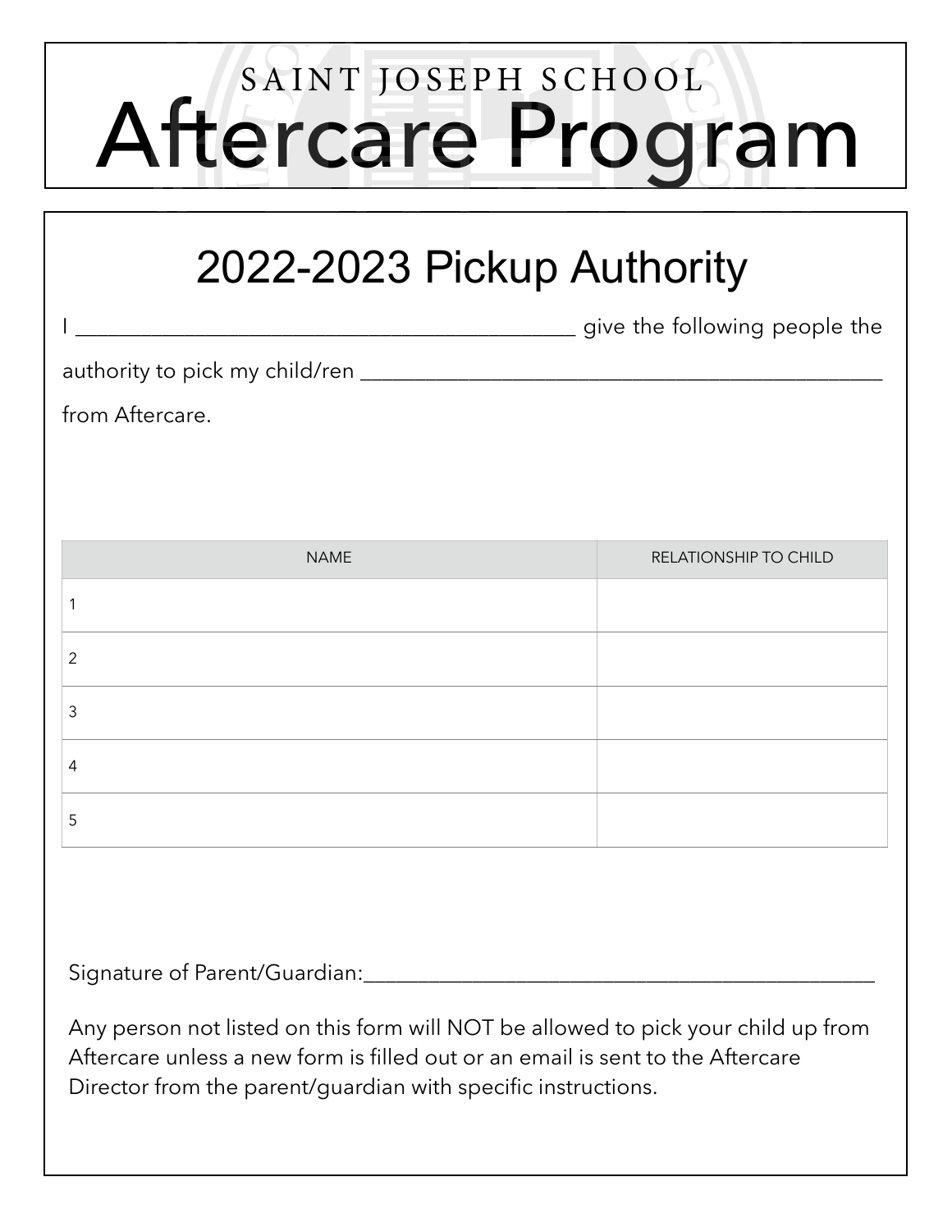SAINT JOSEPH SCHOOL

# Aftercare Program

## 2022-2023 Pickup Authority

I _____________________________________________ give the following people the authority to pick my child/ren _______________________________________________ from Aftercare.

| NAME | RELATIONSHIP TO CHILD |
|---|---|
| 1 | |
| 2 | |
| 3 | |
| 4 | |
| 5 | |

Signature of Parent/Guardian:_______________________________________________

Any person not listed on this form will NOT be allowed to pick your child up from Aftercare unless a new form is filled out or an email is sent to the Aftercare Director from the parent/guardian with specific instructions.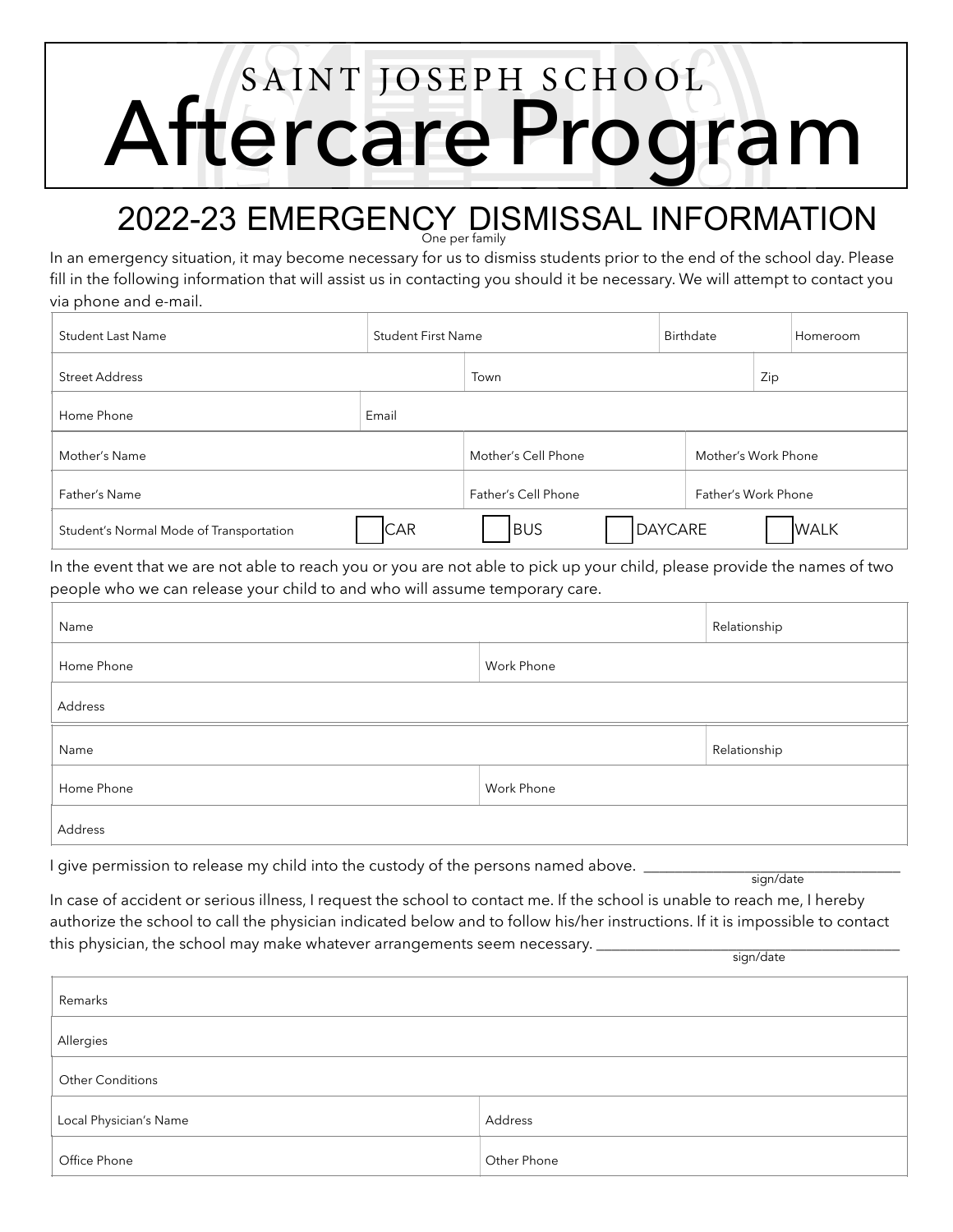# SAINT JOSEPH SCHOOL

# Aftercare Program

## 2022-23 EMERGENCY DISMISSAL INFORMATION

One per family

In an emergency situation, it may become necessary for us to dismiss students prior to the end of the school day. Please fill in the following information that will assist us in contacting you should it be necessary. We will attempt to contact you via phone and e-mail.

| Student Last Name | Student First Name | Birthdate | Homeroom |
|---|---|---|---|

| Street Address | Town | Zip |
|---|---|---|

| Home Phone | Email |
|---|---|

| Mother's Name | Mother's Cell Phone | Mother's Work Phone |
|---|---|---|
| Father's Name | Father's Cell Phone | Father's Work Phone |

Student's Normal Mode of Transportation ☐ CAR ☐ BUS ☐ DAYCARE ☐ WALK

In the event that we are not able to reach you or you are not able to pick up your child, please provide the names of two people who we can release your child to and who will assume temporary care.

| Name | Relationship |
|---|---|
| Home Phone | Work Phone |
| Address | |

| Name | Relationship |
|---|---|
| Home Phone | Work Phone |
| Address | |

I give permission to release my child into the custody of the persons named above. ________________________________
sign/date

In case of accident or serious illness, I request the school to contact me. If the school is unable to reach me, I hereby authorize the school to call the physician indicated below and to follow his/her instructions. If it is impossible to contact this physician, the school may make whatever arrangements seem necessary. ________________________________
sign/date

| Remarks |
|---|
| Allergies |
| Other Conditions |

| Local Physician's Name | Address |
|---|---|
| Office Phone | Other Phone |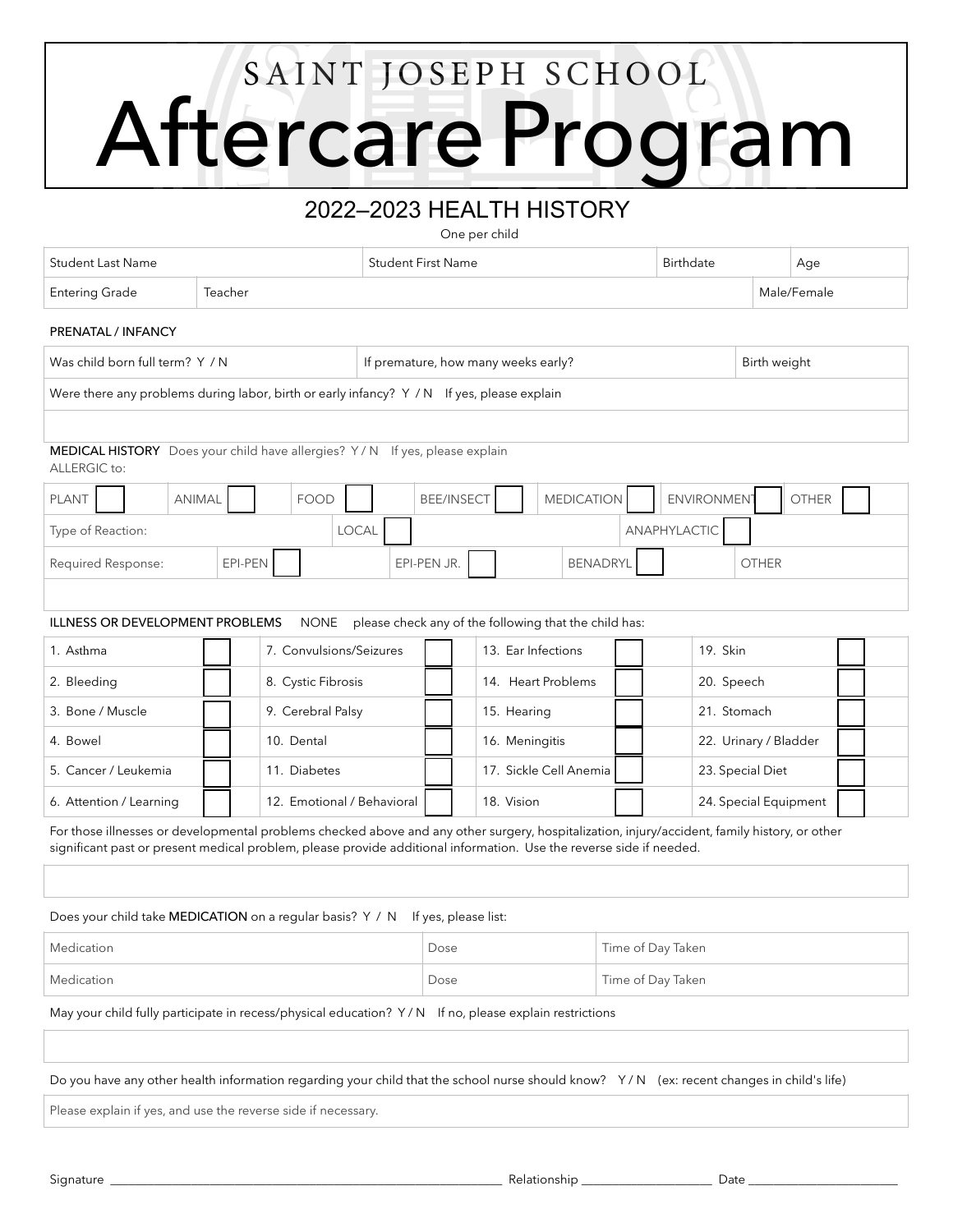SAINT JOSEPH SCHOOL

# Aftercare Program

## 2022–2023 HEALTH HISTORY

One per child

| | | | |
|---|---|---|---|
| Student Last Name | Student First Name | Birthdate | Age |

| | | |
|---|---|---|
| Entering Grade | Teacher | Male/Female |

### PRENATAL / INFANCY

| | | |
|---|---|---|
| Was child born full term? Y / N | If premature, how many weeks early? | Birth weight |

Were there any problems during labor, birth or early infancy? Y / N If yes, please explain

**MEDICAL HISTORY** Does your child have allergies? Y / N If yes, please explain

ALLERGIC to:

| | | | | | | |
|---|---|---|---|---|---|---|
| PLANT ☐ | ANIMAL ☐ | FOOD ☐ | BEE/INSECT ☐ | MEDICATION ☐ | ENVIRONMENT ☐ | OTHER ☐ |

Type of Reaction: LOCAL ☐ ANAPHYLACTIC ☐

Required Response: EPI-PEN ☐ EPI-PEN JR. ☐ BENADRYL ☐ OTHER

ILLNESS OR DEVELOPMENT PROBLEMS NONE please check any of the following that the child has:

| | | | | | | | |
|---|---|---|---|---|---|---|---|
| 1. Asthma | ☐ | 7. Convulsions/Seizures | ☐ | 13. Ear Infections | ☐ | 19. Skin | ☐ |
| 2. Bleeding | ☐ | 8. Cystic Fibrosis | ☐ | 14. Heart Problems | ☐ | 20. Speech | ☐ |
| 3. Bone / Muscle | ☐ | 9. Cerebral Palsy | ☐ | 15. Hearing | ☐ | 21. Stomach | ☐ |
| 4. Bowel | ☐ | 10. Dental | ☐ | 16. Meningitis | ☐ | 22. Urinary / Bladder | ☐ |
| 5. Cancer / Leukemia | ☐ | 11. Diabetes | ☐ | 17. Sickle Cell Anemia | ☐ | 23. Special Diet | ☐ |
| 6. Attention / Learning | ☐ | 12. Emotional / Behavioral | ☐ | 18. Vision | ☐ | 24. Special Equipment | ☐ |

For those illnesses or developmental problems checked above and any other surgery, hospitalization, injury/accident, family history, or other significant past or present medical problem, please provide additional information. Use the reverse side if needed.

Does your child take **MEDICATION** on a regular basis? Y / N If yes, please list:

| | | |
|---|---|---|
| Medication | Dose | Time of Day Taken |
| Medication | Dose | Time of Day Taken |

May your child fully participate in recess/physical education? Y / N If no, please explain restrictions

Do you have any other health information regarding your child that the school nurse should know? Y / N (ex: recent changes in child's life)

Please explain if yes, and use the reverse side if necessary.

Signature ______________________________ Relationship ____________________ Date ______________________